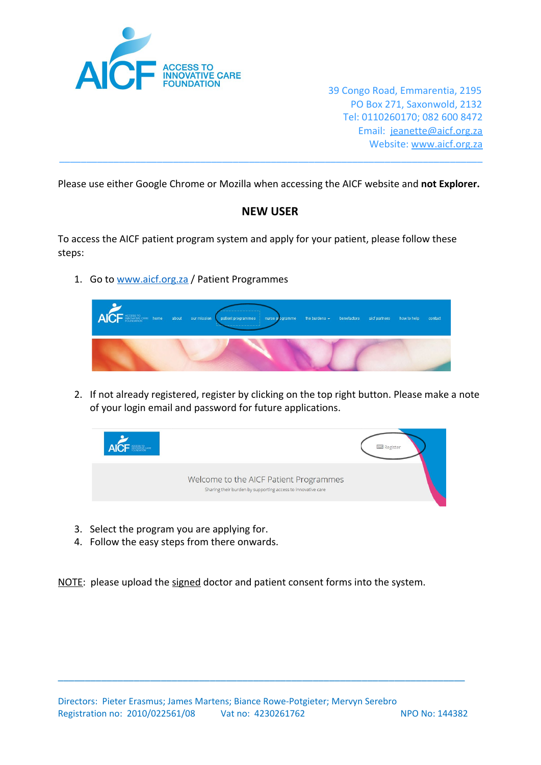ACCESS TO INNOVATIVE CARE FOUNDATION

39 Congo Road, Emmarentia, 2195
PO Box 271, Saxonwold, 2132
Tel: 0110260170; 082 600 8472
Email: jeanette@aicf.org.za
Website: www.aicf.org.za

Please use either Google Chrome or Mozilla when accessing the AICF website and **not Explorer.**

## NEW USER

To access the AICF patient program system and apply for your patient, please follow these steps:

1. Go to www.aicf.org.za / Patient Programmes

2. If not already registered, register by clicking on the top right button. Please make a note of your login email and password for future applications.

3. Select the program you are applying for.
4. Follow the easy steps from there onwards.

NOTE: please upload the signed doctor and patient consent forms into the system.

Directors: Pieter Erasmus; James Martens; Biance Rowe-Potgieter; Mervyn Serebro
Registration no: 2010/022561/08 Vat no: 4230261762 NPO No: 144382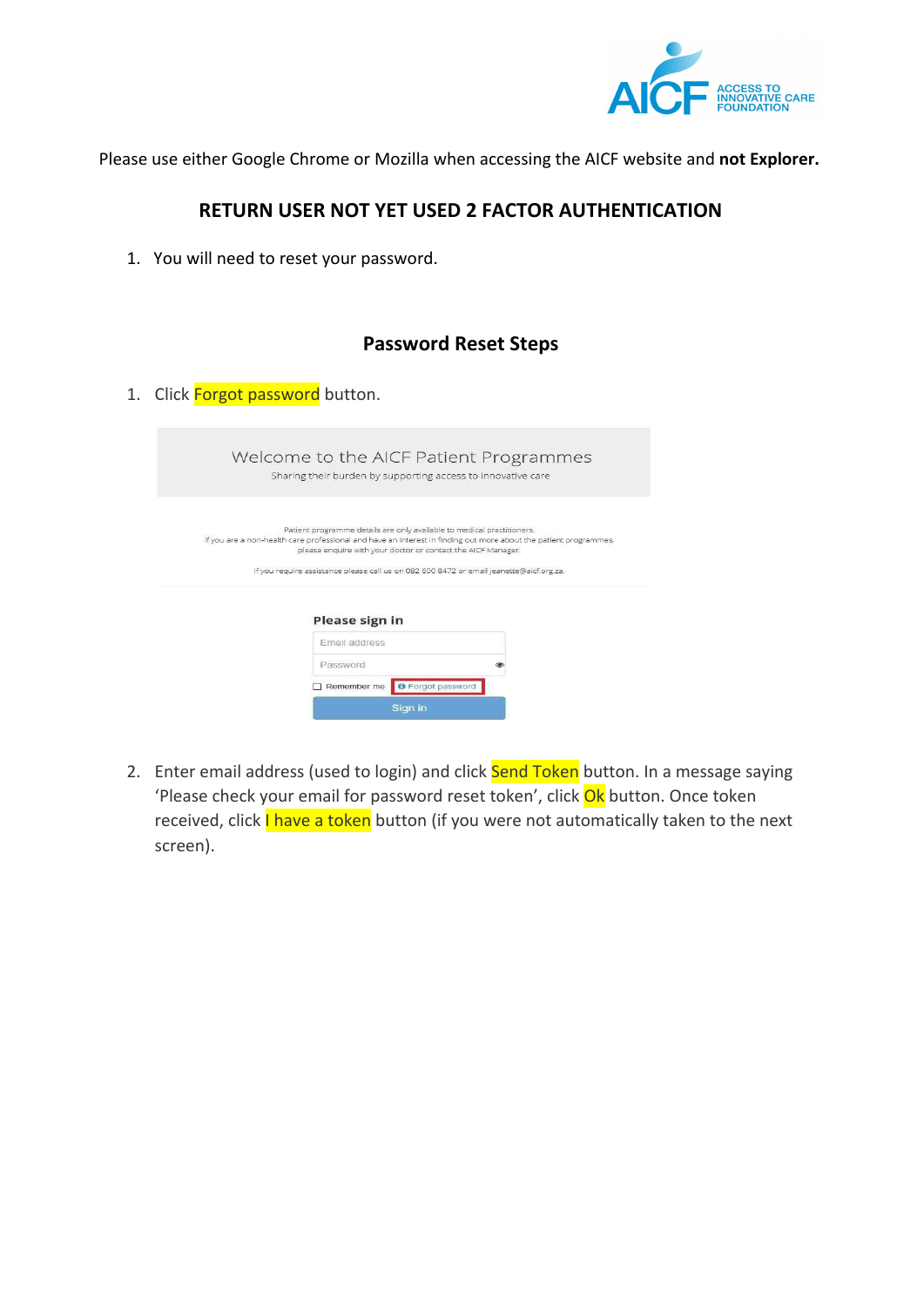Please use either Google Chrome or Mozilla when accessing the AICF website and **not Explorer.**

## RETURN USER NOT YET USED 2 FACTOR AUTHENTICATION

1. You will need to reset your password.

### Password Reset Steps

1. Click Forgot password button.

Welcome to the AICF Patient Programmes

Sharing their burden by supporting access to innovative care

Patient programme details are only available to medical practitioners.
If you are a non-health care professional and have an interest in finding out more about the patient programmes, please enquire with your doctor or contact the AICF Manager.

If you require assistance please call us on 082 600 8472 or email jeanette@aicf.org.za.

**Please sign in**

Email address

Password

Remember me | Forgot password

Sign in

2. Enter email address (used to login) and click Send Token button. In a message saying 'Please check your email for password reset token', click Ok button. Once token received, click I have a token button (if you were not automatically taken to the next screen).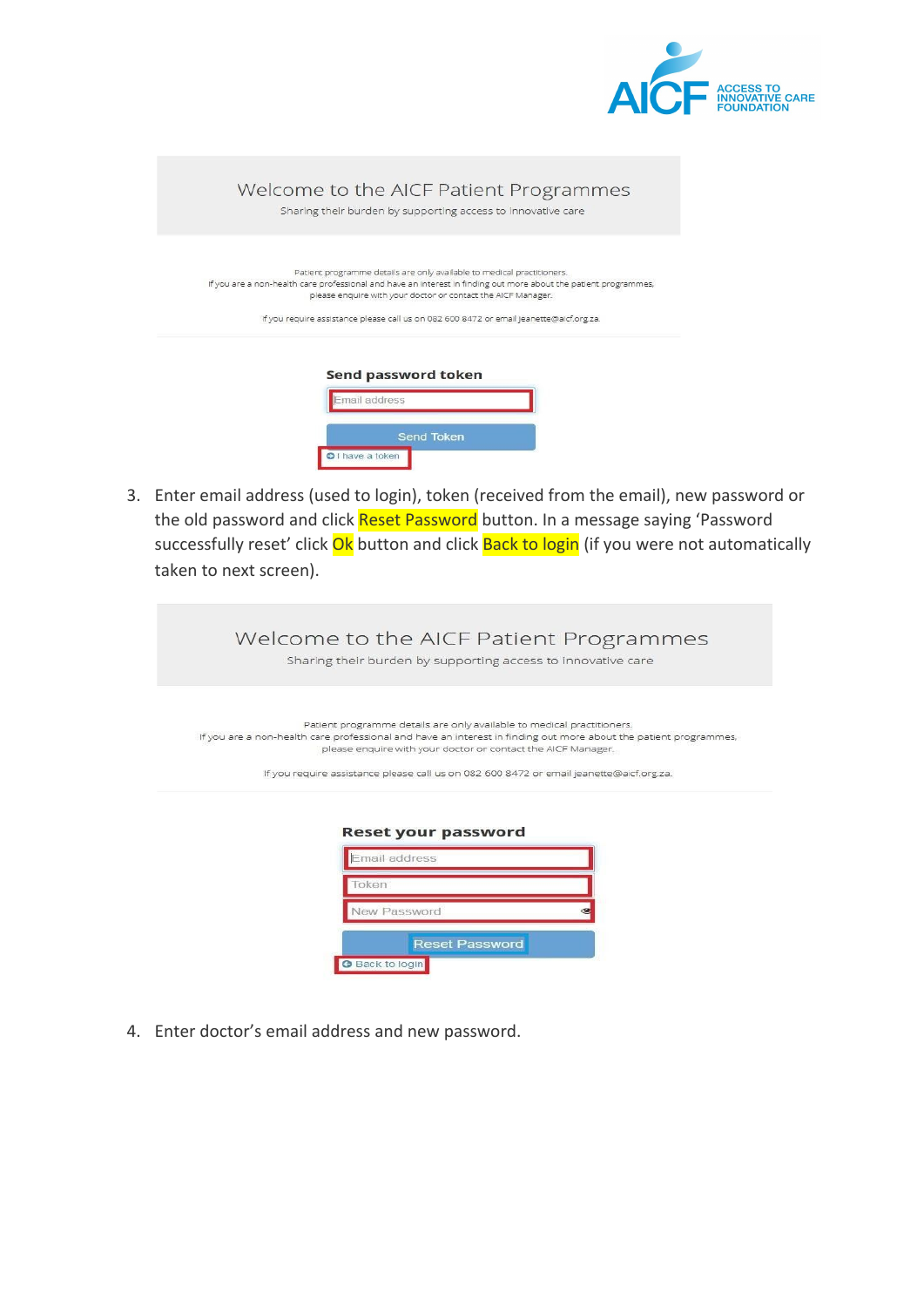Welcome to the AICF Patient Programmes

Sharing their burden by supporting access to innovative care

Patient programme details are only available to medical practitioners.
If you are a non-health care professional and have an interest in finding out more about the patient programmes, please enquire with your doctor or contact the AICF Manager.

If you require assistance please call us on 082 600 8472 or email jeanette@aicf.org.za.

**Send password token**

Email address

Send Token

I have a token

3. Enter email address (used to login), token (received from the email), new password or the old password and click Reset Password button. In a message saying 'Password successfully reset' click Ok button and click Back to login (if you were not automatically taken to next screen).

Welcome to the AICF Patient Programmes

Sharing their burden by supporting access to innovative care

Patient programme details are only available to medical practitioners.
If you are a non-health care professional and have an interest in finding out more about the patient programmes, please enquire with your doctor or contact the AICF Manager.

If you require assistance please call us on 082 600 8472 or email jeanette@aicf.org.za.

**Reset your password**

Email address

Token

New Password

Reset Password

Back to login

4. Enter doctor's email address and new password.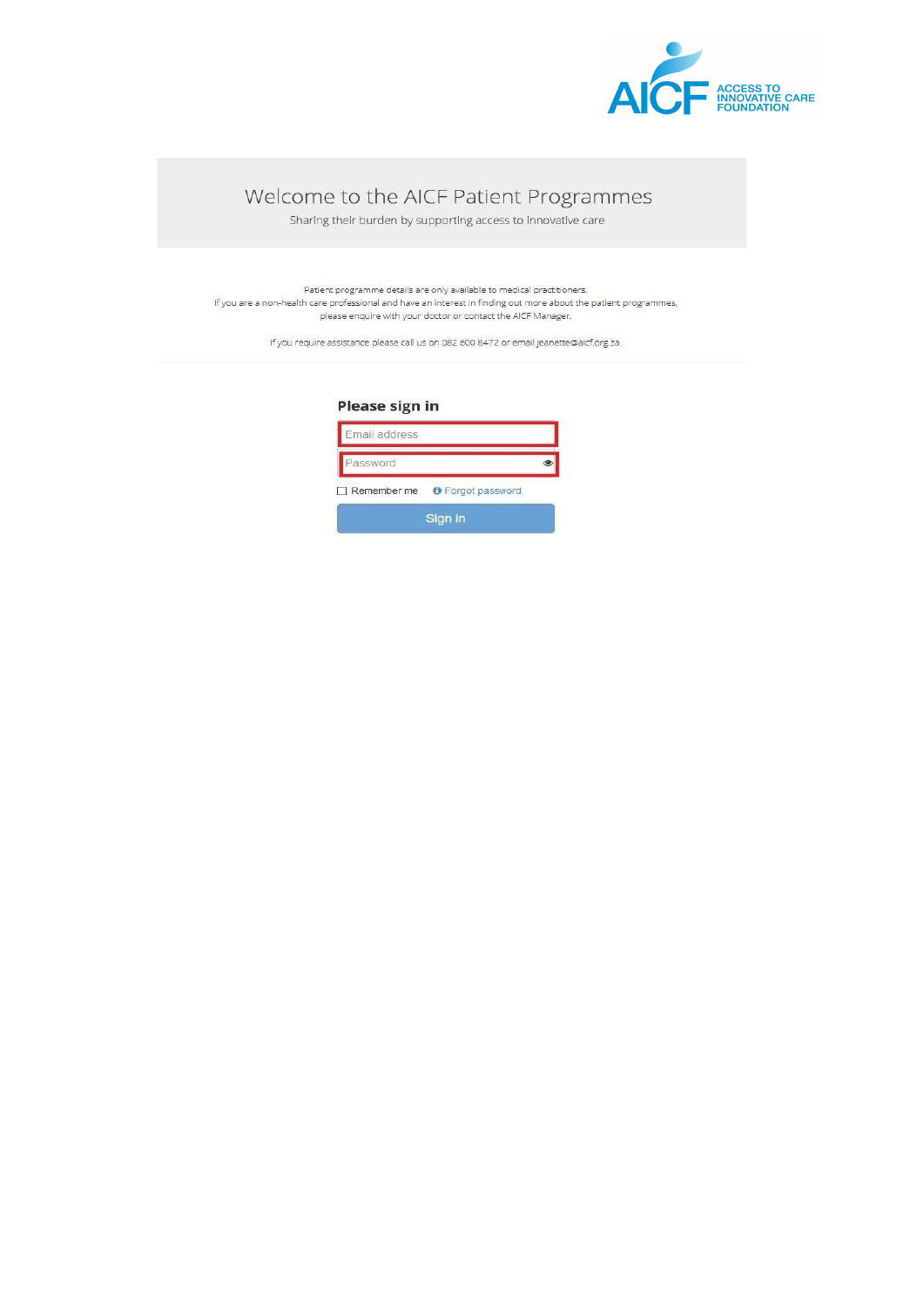AICF ACCESS TO INNOVATIVE CARE FOUNDATION

# Welcome to the AICF Patient Programmes

Sharing their burden by supporting access to innovative care

Patient programme details are only available to medical practitioners.
If you are a non-health care professional and have an interest in finding out more about the patient programmes, please enquire with your doctor or contact the AICF Manager.

If you require assistance please call us on 082 600 8472 or email jeanette@aicf.org.za

## Please sign in

Email address

Password

☐ Remember me   Forgot password

Sign in